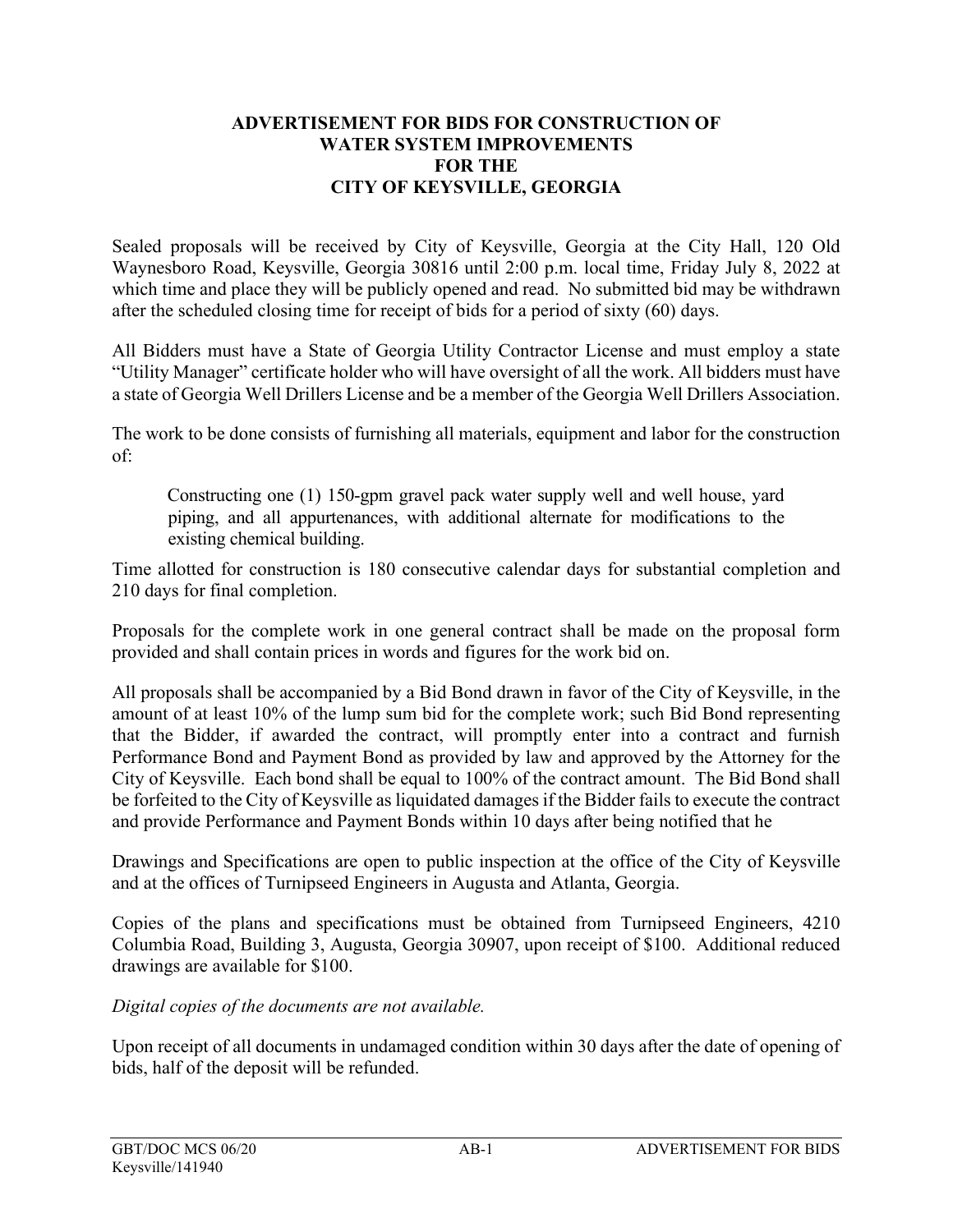# ADVERTISEMENT FOR BIDS FOR CONSTRUCTION OF WATER SYSTEM IMPROVEMENTS FOR THE CITY OF KEYSVILLE, GEORGIA

Sealed proposals will be received by City of Keysville, Georgia at the City Hall, 120 Old Waynesboro Road, Keysville, Georgia 30816 until 2:00 p.m. local time, Friday July 8, 2022 at which time and place they will be publicly opened and read. No submitted bid may be withdrawn after the scheduled closing time for receipt of bids for a period of sixty (60) days.

All Bidders must have a State of Georgia Utility Contractor License and must employ a state "Utility Manager" certificate holder who will have oversight of all the work. All bidders must have a state of Georgia Well Drillers License and be a member of the Georgia Well Drillers Association.

The work to be done consists of furnishing all materials, equipment and labor for the construction of:

> Constructing one (1) 150-gpm gravel pack water supply well and well house, yard piping, and all appurtenances, with additional alternate for modifications to the existing chemical building.

Time allotted for construction is 180 consecutive calendar days for substantial completion and 210 days for final completion.

Proposals for the complete work in one general contract shall be made on the proposal form provided and shall contain prices in words and figures for the work bid on.

All proposals shall be accompanied by a Bid Bond drawn in favor of the City of Keysville, in the amount of at least 10% of the lump sum bid for the complete work; such Bid Bond representing that the Bidder, if awarded the contract, will promptly enter into a contract and furnish Performance Bond and Payment Bond as provided by law and approved by the Attorney for the City of Keysville. Each bond shall be equal to 100% of the contract amount. The Bid Bond shall be forfeited to the City of Keysville as liquidated damages if the Bidder fails to execute the contract and provide Performance and Payment Bonds within 10 days after being notified that he

Drawings and Specifications are open to public inspection at the office of the City of Keysville and at the offices of Turnipseed Engineers in Augusta and Atlanta, Georgia.

Copies of the plans and specifications must be obtained from Turnipseed Engineers, 4210 Columbia Road, Building 3, Augusta, Georgia 30907, upon receipt of $100. Additional reduced drawings are available for $100.

*Digital copies of the documents are not available.*

Upon receipt of all documents in undamaged condition within 30 days after the date of opening of bids, half of the deposit will be refunded.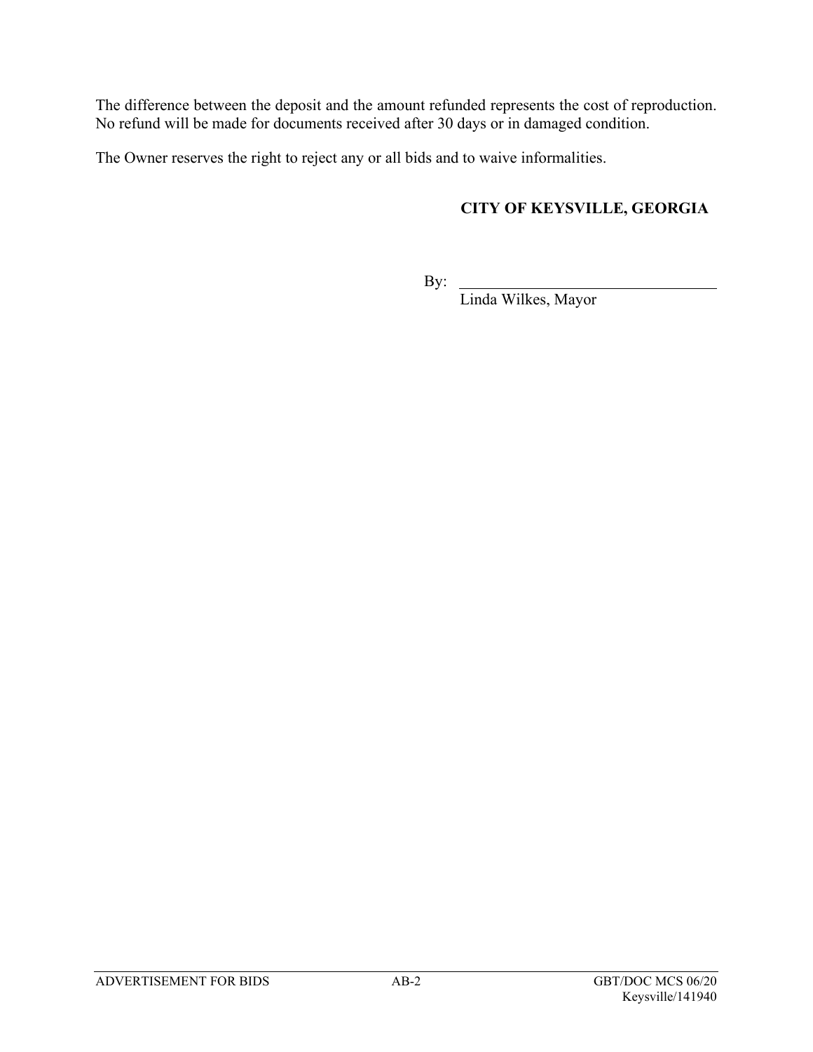The difference between the deposit and the amount refunded represents the cost of reproduction. No refund will be made for documents received after 30 days or in damaged condition.

The Owner reserves the right to reject any or all bids and to waive informalities.

**CITY OF KEYSVILLE, GEORGIA**

By: ________________________________

Linda Wilkes, Mayor